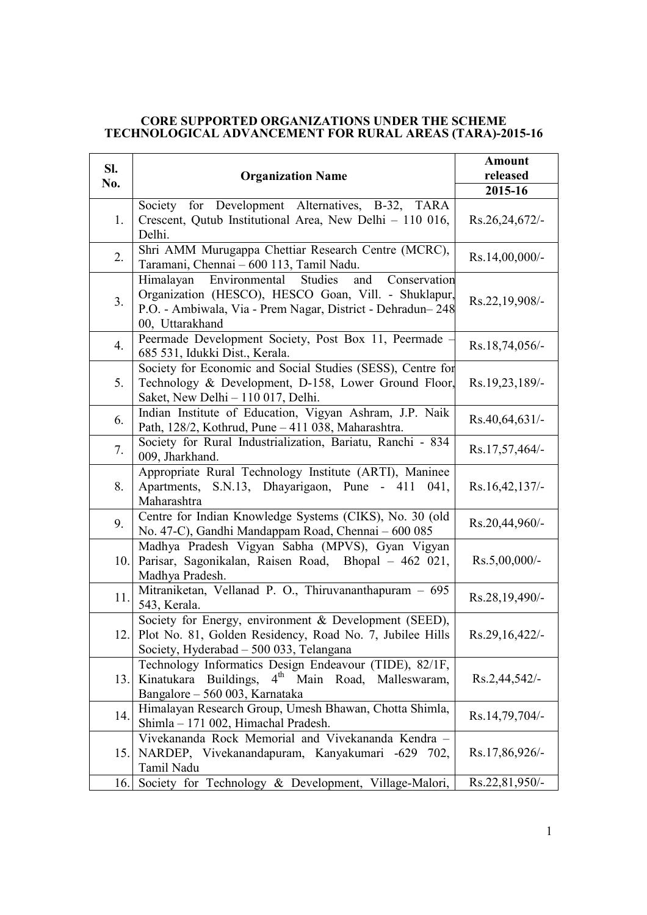**CORE SUPPORTED ORGANIZATIONS UNDER THE SCHEME TECHNOLOGICAL ADVANCEMENT FOR RURAL AREAS (TARA)-2015-16**

| Sl. No. | Organization Name | Amount released 2015-16 |
|---|---|---|
| 1. | Society for Development Alternatives, B-32, TARA Crescent, Qutub Institutional Area, New Delhi – 110 016, Delhi. | Rs.26,24,672/- |
| 2. | Shri AMM Murugappa Chettiar Research Centre (MCRC), Taramani, Chennai – 600 113, Tamil Nadu. | Rs.14,00,000/- |
| 3. | Himalayan Environmental Studies and Conservation Organization (HESCO), HESCO Goan, Vill. - Shuklapur, P.O. - Ambiwala, Via - Prem Nagar, District - Dehradun– 248 00, Uttarakhand | Rs.22,19,908/- |
| 4. | Peermade Development Society, Post Box 11, Peermade – 685 531, Idukki Dist., Kerala. | Rs.18,74,056/- |
| 5. | Society for Economic and Social Studies (SESS), Centre for Technology & Development, D-158, Lower Ground Floor, Saket, New Delhi – 110 017, Delhi. | Rs.19,23,189/- |
| 6. | Indian Institute of Education, Vigyan Ashram, J.P. Naik Path, 128/2, Kothrud, Pune – 411 038, Maharashtra. | Rs.40,64,631/- |
| 7. | Society for Rural Industrialization, Bariatu, Ranchi - 834 009, Jharkhand. | Rs.17,57,464/- |
| 8. | Appropriate Rural Technology Institute (ARTI), Maninee Apartments, S.N.13, Dhayarigaon, Pune - 411 041, Maharashtra | Rs.16,42,137/- |
| 9. | Centre for Indian Knowledge Systems (CIKS), No. 30 (old No. 47-C), Gandhi Mandappam Road, Chennai – 600 085 | Rs.20,44,960/- |
| 10. | Madhya Pradesh Vigyan Sabha (MPVS), Gyan Vigyan Parisar, Sagonikalan, Raisen Road, Bhopal – 462 021, Madhya Pradesh. | Rs.5,00,000/- |
| 11. | Mitraniketan, Vellanad P. O., Thiruvananthapuram – 695 543, Kerala. | Rs.28,19,490/- |
| 12. | Society for Energy, environment & Development (SEED), Plot No. 81, Golden Residency, Road No. 7, Jubilee Hills Society, Hyderabad – 500 033, Telangana | Rs.29,16,422/- |
| 13. | Technology Informatics Design Endeavour (TIDE), 82/1F, Kinatukara Buildings, 4th Main Road, Malleswaram, Bangalore – 560 003, Karnataka | Rs.2,44,542/- |
| 14. | Himalayan Research Group, Umesh Bhawan, Chotta Shimla, Shimla – 171 002, Himachal Pradesh. | Rs.14,79,704/- |
| 15. | Vivekananda Rock Memorial and Vivekananda Kendra – NARDEP, Vivekanandapuram, Kanyakumari -629 702, Tamil Nadu | Rs.17,86,926/- |
| 16. | Society for Technology & Development, Village-Malori, | Rs.22,81,950/- |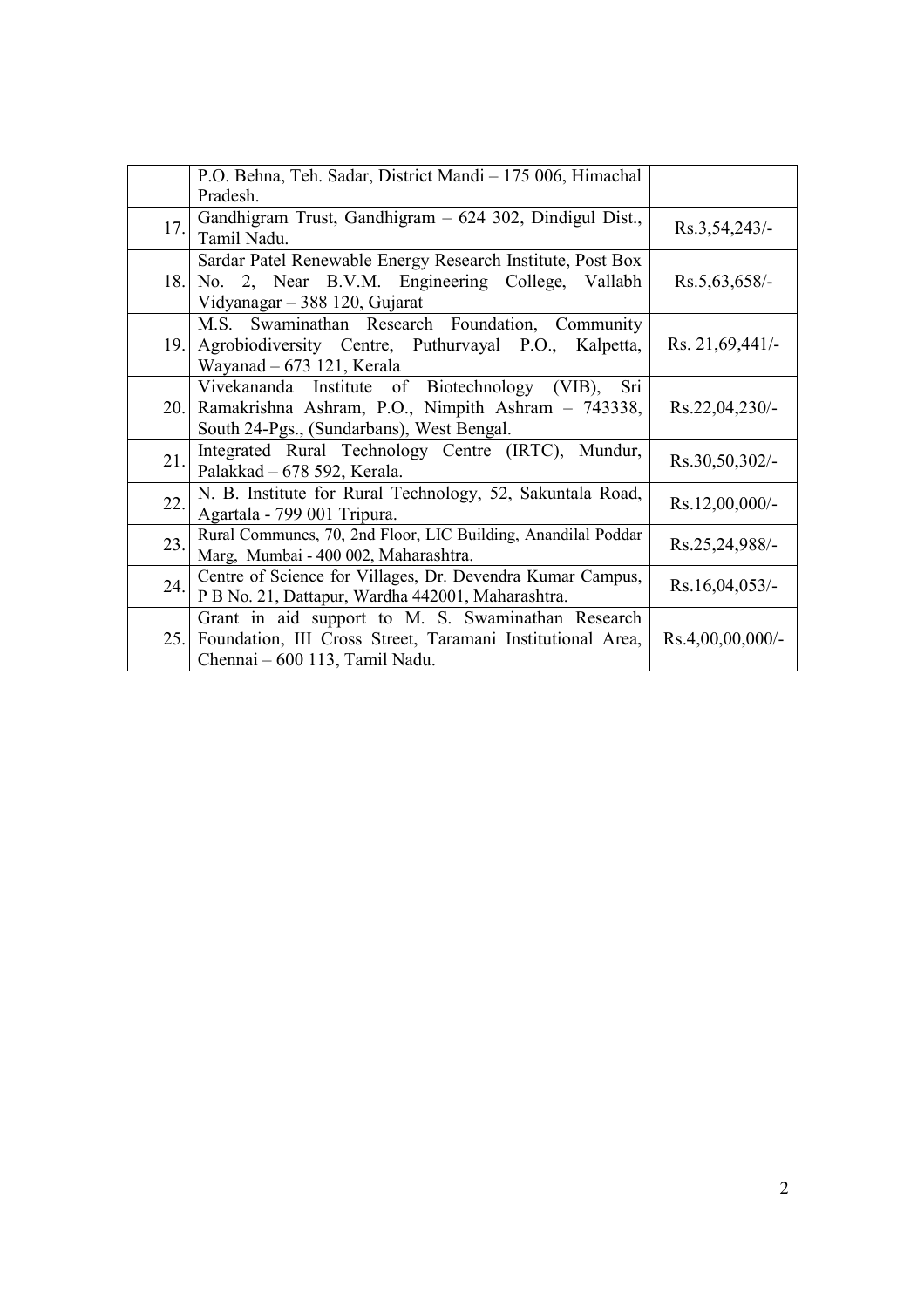| | | |
|---|---|---|
| | P.O. Behna, Teh. Sadar, District Mandi – 175 006, Himachal Pradesh. | |
| 17. | Gandhigram Trust, Gandhigram – 624 302, Dindigul Dist., Tamil Nadu. | Rs.3,54,243/- |
| 18. | Sardar Patel Renewable Energy Research Institute, Post Box No. 2, Near B.V.M. Engineering College, Vallabh Vidyanagar – 388 120, Gujarat | Rs.5,63,658/- |
| 19. | M.S. Swaminathan Research Foundation, Community Agrobiodiversity Centre, Puthurvayal P.O., Kalpetta, Wayanad – 673 121, Kerala | Rs. 21,69,441/- |
| 20. | Vivekananda Institute of Biotechnology (VIB), Sri Ramakrishna Ashram, P.O., Nimpith Ashram – 743338, South 24-Pgs., (Sundarbans), West Bengal. | Rs.22,04,230/- |
| 21. | Integrated Rural Technology Centre (IRTC), Mundur, Palakkad – 678 592, Kerala. | Rs.30,50,302/- |
| 22. | N. B. Institute for Rural Technology, 52, Sakuntala Road, Agartala - 799 001 Tripura. | Rs.12,00,000/- |
| 23. | Rural Communes, 70, 2nd Floor, LIC Building, Anandilal Poddar Marg, Mumbai - 400 002, Maharashtra. | Rs.25,24,988/- |
| 24. | Centre of Science for Villages, Dr. Devendra Kumar Campus, P B No. 21, Dattapur, Wardha 442001, Maharashtra. | Rs.16,04,053/- |
| 25. | Grant in aid support to M. S. Swaminathan Research Foundation, III Cross Street, Taramani Institutional Area, Chennai – 600 113, Tamil Nadu. | Rs.4,00,00,000/- |